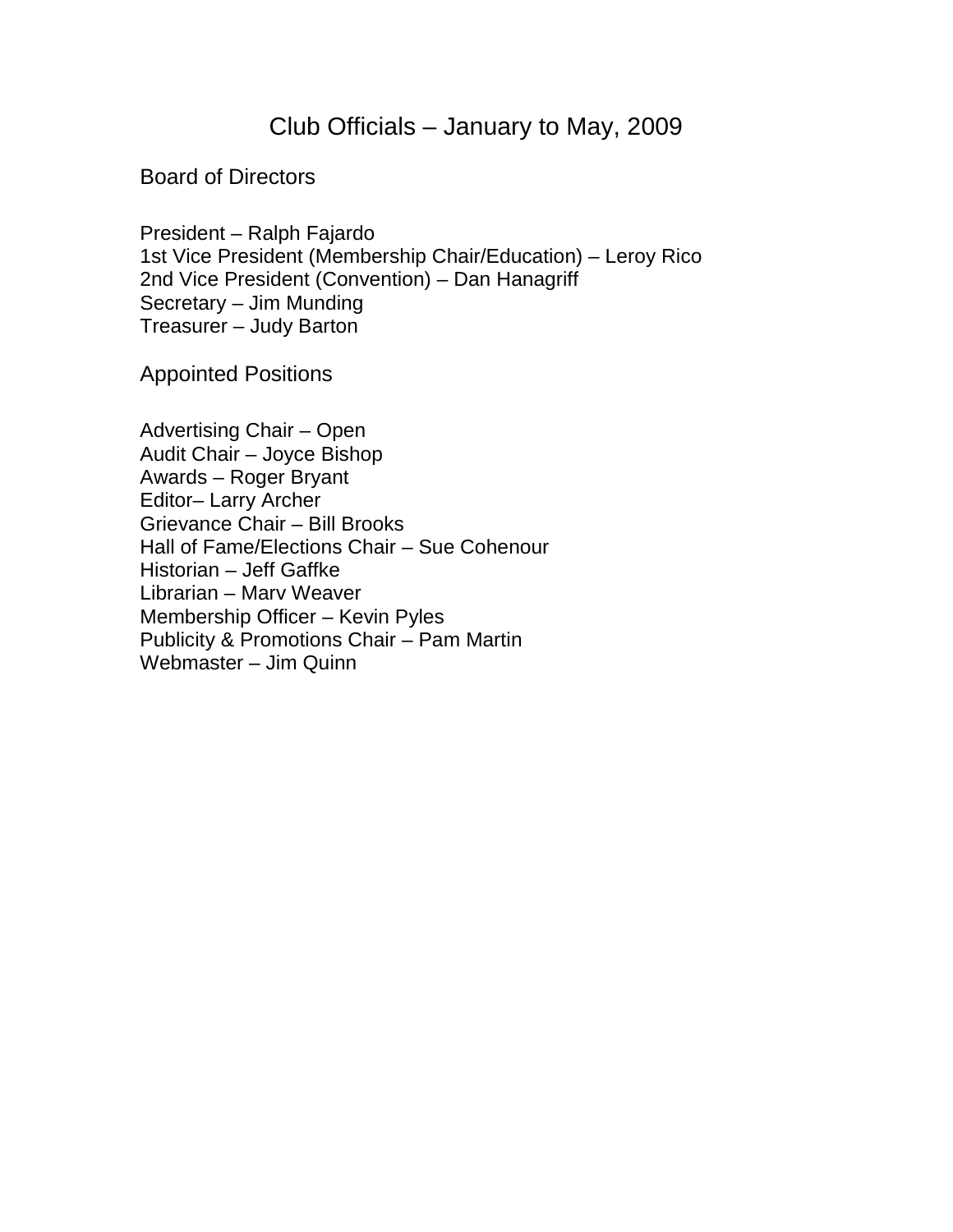# Club Officials – January to May, 2009

## Board of Directors

President – Ralph Fajardo
1st Vice President (Membership Chair/Education) – Leroy Rico
2nd Vice President (Convention) – Dan Hanagriff
Secretary – Jim Munding
Treasurer – Judy Barton

## Appointed Positions

Advertising Chair – Open
Audit Chair – Joyce Bishop
Awards – Roger Bryant
Editor– Larry Archer
Grievance Chair – Bill Brooks
Hall of Fame/Elections Chair – Sue Cohenour
Historian – Jeff Gaffke
Librarian – Marv Weaver
Membership Officer – Kevin Pyles
Publicity & Promotions Chair – Pam Martin
Webmaster – Jim Quinn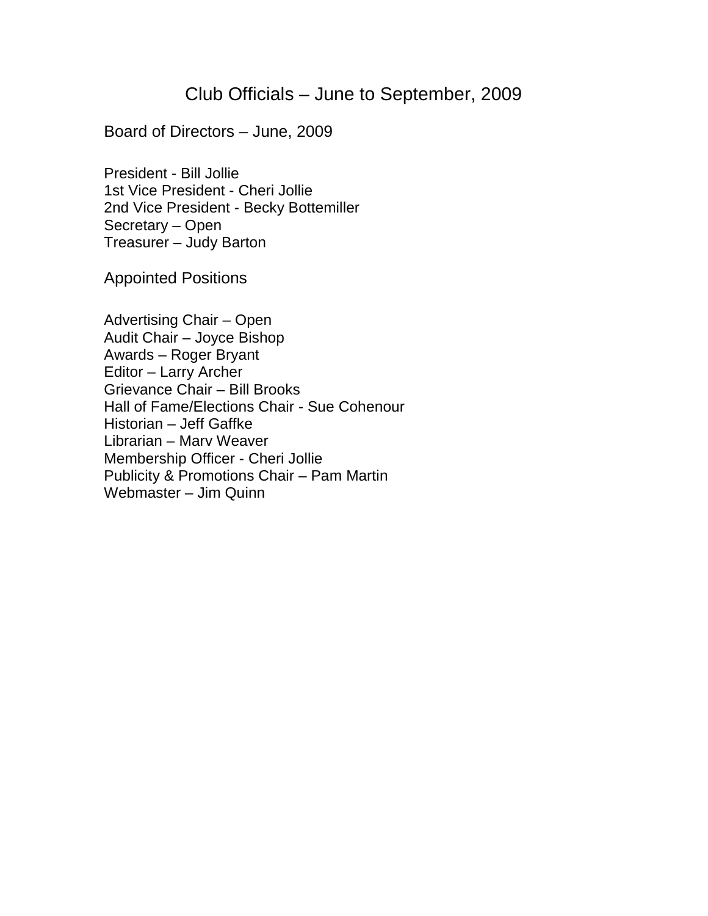# Club Officials – June to September, 2009

## Board of Directors – June, 2009

President - Bill Jollie
1st Vice President - Cheri Jollie
2nd Vice President - Becky Bottemiller
Secretary – Open
Treasurer – Judy Barton

## Appointed Positions

Advertising Chair – Open
Audit Chair – Joyce Bishop
Awards – Roger Bryant
Editor – Larry Archer
Grievance Chair – Bill Brooks
Hall of Fame/Elections Chair - Sue Cohenour
Historian – Jeff Gaffke
Librarian – Marv Weaver
Membership Officer - Cheri Jollie
Publicity & Promotions Chair – Pam Martin
Webmaster – Jim Quinn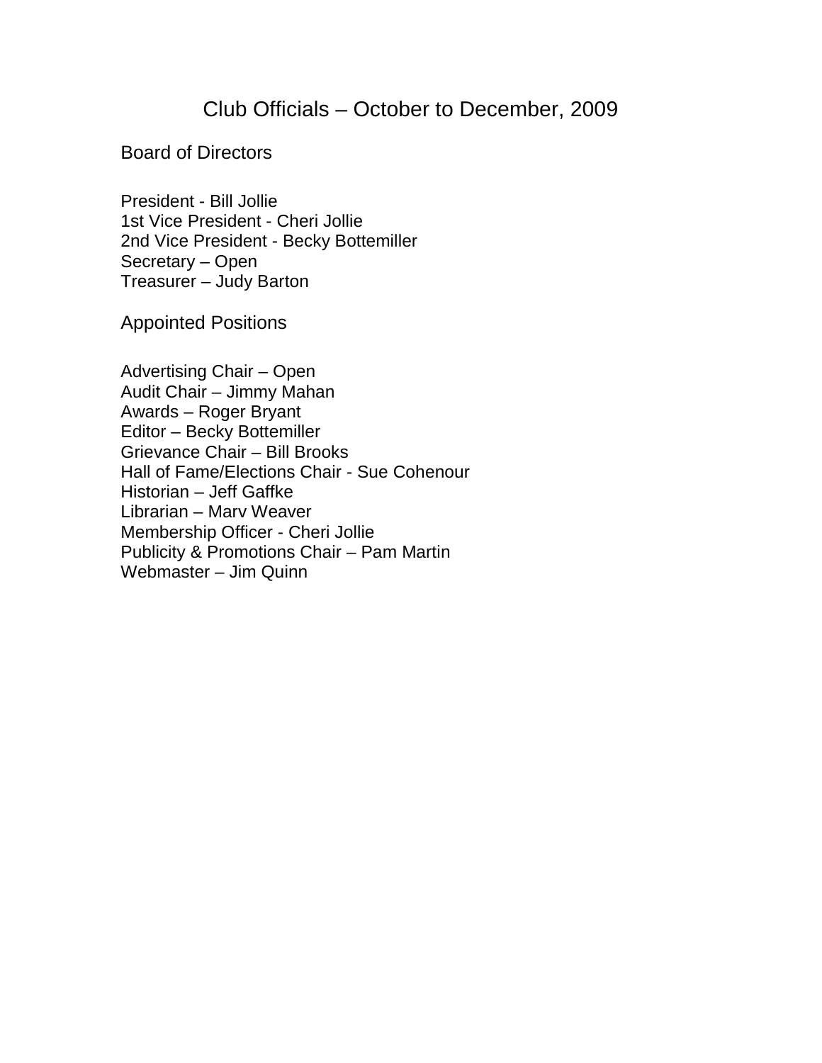# Club Officials – October to December, 2009

## Board of Directors

President - Bill Jollie
1st Vice President - Cheri Jollie
2nd Vice President - Becky Bottemiller
Secretary – Open
Treasurer – Judy Barton

## Appointed Positions

Advertising Chair – Open
Audit Chair – Jimmy Mahan
Awards – Roger Bryant
Editor – Becky Bottemiller
Grievance Chair – Bill Brooks
Hall of Fame/Elections Chair - Sue Cohenour
Historian – Jeff Gaffke
Librarian – Marv Weaver
Membership Officer - Cheri Jollie
Publicity & Promotions Chair – Pam Martin
Webmaster – Jim Quinn